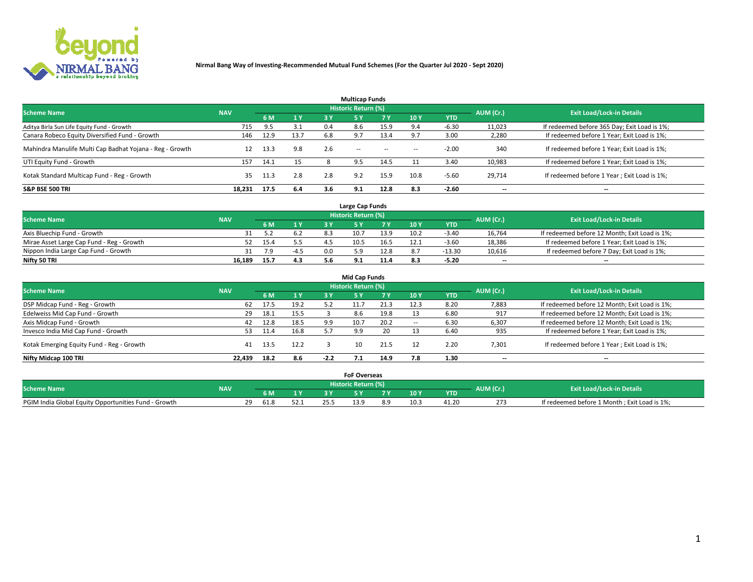# Nirmal Bang Way of Investing-Recommended Mutual Fund Schemes (For the Quarter Jul 2020 - Sept 2020)

## Multicap Funds

| Scheme Name | NAV | Historic Return (%) | | | | | | | AUM (Cr.) | Exit Load/Lock-in Details |
|---|---|---|---|---|---|---|---|---|---|---|
| | | 6 M | 1 Y | 3 Y | 5 Y | 7 Y | 10 Y | YTD | | |
| Aditya Birla Sun Life Equity Fund - Growth | 715 | 9.5 | 3.1 | 0.4 | 8.6 | 15.9 | 9.4 | -6.30 | 11,023 | If redeemed before 365 Day; Exit Load is 1%; |
| Canara Robeco Equity Diversified Fund - Growth | 146 | 12.9 | 13.7 | 6.8 | 9.7 | 13.4 | 9.7 | 3.00 | 2,280 | If redeemed before 1 Year; Exit Load is 1%; |
| Mahindra Manulife Multi Cap Badhat Yojana - Reg - Growth | 12 | 13.3 | 9.8 | 2.6 | -- | -- | -- | -2.00 | 340 | If redeemed before 1 Year; Exit Load is 1%; |
| UTI Equity Fund - Growth | 157 | 14.1 | 15 | 8 | 9.5 | 14.5 | 11 | 3.40 | 10,983 | If redeemed before 1 Year; Exit Load is 1%; |
| Kotak Standard Multicap Fund - Reg - Growth | 35 | 11.3 | 2.8 | 2.8 | 9.2 | 15.9 | 10.8 | -5.60 | 29,714 | If redeemed before 1 Year ; Exit Load is 1%; |
| **S&P BSE 500 TRI** | **18,231** | **17.5** | **6.4** | **3.6** | **9.1** | **12.8** | **8.3** | **-2.60** | **--** | **--** |

## Large Cap Funds

| Scheme Name | NAV | Historic Return (%) | | | | | | | AUM (Cr.) | Exit Load/Lock-in Details |
|---|---|---|---|---|---|---|---|---|---|---|
| | | 6 M | 1 Y | 3 Y | 5 Y | 7 Y | 10 Y | YTD | | |
| Axis Bluechip Fund - Growth | 31 | 5.2 | 6.2 | 8.3 | 10.7 | 13.9 | 10.2 | -3.40 | 16,764 | If redeemed before 12 Month; Exit Load is 1%; |
| Mirae Asset Large Cap Fund - Reg - Growth | 52 | 15.4 | 5.5 | 4.5 | 10.5 | 16.5 | 12.1 | -3.60 | 18,386 | If redeemed before 1 Year; Exit Load is 1%; |
| Nippon India Large Cap Fund - Growth | 31 | 7.9 | -4.5 | 0.0 | 5.9 | 12.8 | 8.7 | -13.30 | 10,616 | If redeemed before 7 Day; Exit Load is 1%; |
| **Nifty 50 TRI** | **16,189** | **15.7** | **4.3** | **5.6** | **9.1** | **11.4** | **8.3** | **-5.20** | **--** | **--** |

## Mid Cap Funds

| Scheme Name | NAV | Historic Return (%) | | | | | | | AUM (Cr.) | Exit Load/Lock-in Details |
|---|---|---|---|---|---|---|---|---|---|---|
| | | 6 M | 1 Y | 3 Y | 5 Y | 7 Y | 10 Y | YTD | | |
| DSP Midcap Fund - Reg - Growth | 62 | 17.5 | 19.2 | 5.2 | 11.7 | 21.3 | 12.3 | 8.20 | 7,883 | If redeemed before 12 Month; Exit Load is 1%; |
| Edelweiss Mid Cap Fund - Growth | 29 | 18.1 | 15.5 | 3 | 8.6 | 19.8 | 13 | 6.80 | 917 | If redeemed before 12 Month; Exit Load is 1%; |
| Axis Midcap Fund - Growth | 42 | 12.8 | 18.5 | 9.9 | 10.7 | 20.2 | -- | 6.30 | 6,307 | If redeemed before 12 Month; Exit Load is 1%; |
| Invesco India Mid Cap Fund - Growth | 53 | 11.4 | 16.8 | 5.7 | 9.9 | 20 | 13 | 6.40 | 935 | If redeemed before 1 Year; Exit Load is 1%; |
| Kotak Emerging Equity Fund - Reg - Growth | 41 | 13.5 | 12.2 | 3 | 10 | 21.5 | 12 | 2.20 | 7,301 | If redeemed before 1 Year ; Exit Load is 1%; |
| **Nifty Midcap 100 TRI** | **22,439** | **18.2** | **8.6** | **-2.2** | **7.1** | **14.9** | **7.8** | **1.30** | **--** | **--** |

## FoF Overseas

| Scheme Name | NAV | Historic Return (%) | | | | | | | AUM (Cr.) | Exit Load/Lock-in Details |
|---|---|---|---|---|---|---|---|---|---|---|
| | | 6 M | 1 Y | 3 Y | 5 Y | 7 Y | 10 Y | YTD | | |
| PGIM India Global Equity Opportunities Fund - Growth | 29 | 61.8 | 52.1 | 25.5 | 13.9 | 8.9 | 10.3 | 41.20 | 273 | If redeemed before 1 Month ; Exit Load is 1%; |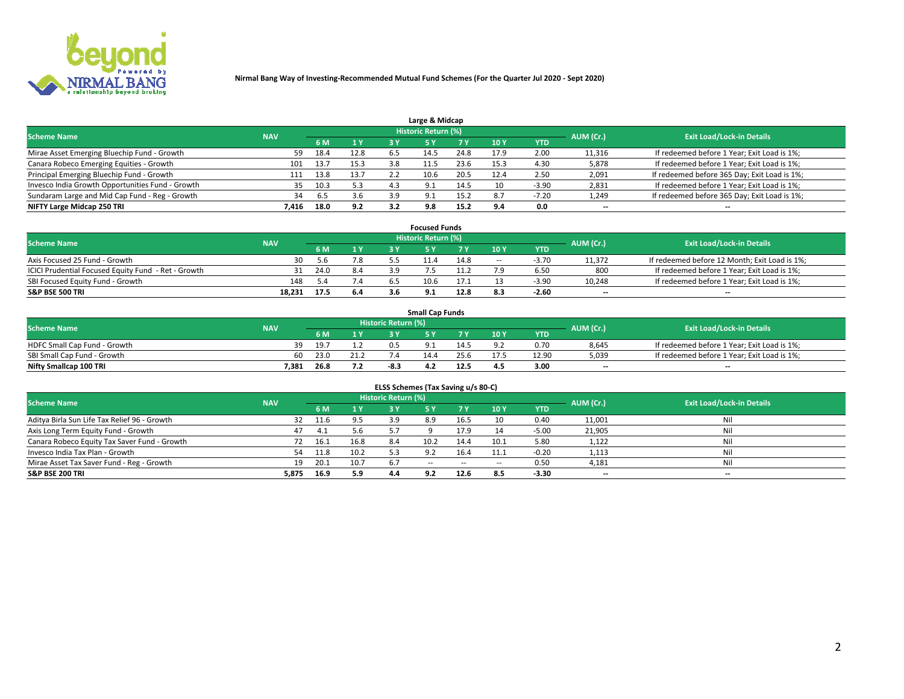# Nirmal Bang Way of Investing-Recommended Mutual Fund Schemes (For the Quarter Jul 2020 - Sept 2020)

## Large & Midcap

| Scheme Name | NAV | Historic Return (%) | | | | | | | AUM (Cr.) | Exit Load/Lock-in Details |
|---|---|---|---|---|---|---|---|---|---|---|
| | | 6 M | 1 Y | 3 Y | 5 Y | 7 Y | 10 Y | YTD | | |
| Mirae Asset Emerging Bluechip Fund - Growth | 59 | 18.4 | 12.8 | 6.5 | 14.5 | 24.8 | 17.9 | 2.00 | 11,316 | If redeemed before 1 Year; Exit Load is 1%; |
| Canara Robeco Emerging Equities - Growth | 101 | 13.7 | 15.3 | 3.8 | 11.5 | 23.6 | 15.3 | 4.30 | 5,878 | If redeemed before 1 Year; Exit Load is 1%; |
| Principal Emerging Bluechip Fund - Growth | 111 | 13.8 | 13.7 | 2.2 | 10.6 | 20.5 | 12.4 | 2.50 | 2,091 | If redeemed before 365 Day; Exit Load is 1%; |
| Invesco India Growth Opportunities Fund - Growth | 35 | 10.3 | 5.3 | 4.3 | 9.1 | 14.5 | 10 | -3.90 | 2,831 | If redeemed before 1 Year; Exit Load is 1%; |
| Sundaram Large and Mid Cap Fund - Reg - Growth | 34 | 6.5 | 3.6 | 3.9 | 9.1 | 15.2 | 8.7 | -7.20 | 1,249 | If redeemed before 365 Day; Exit Load is 1%; |
| **NIFTY Large Midcap 250 TRI** | **7,416** | **18.0** | **9.2** | **3.2** | **9.8** | **15.2** | **9.4** | **0.0** | -- | -- |

## Focused Funds

| Scheme Name | NAV | Historic Return (%) | | | | | | | AUM (Cr.) | Exit Load/Lock-in Details |
|---|---|---|---|---|---|---|---|---|---|---|
| | | 6 M | 1 Y | 3 Y | 5 Y | 7 Y | 10 Y | YTD | | |
| Axis Focused 25 Fund - Growth | 30 | 5.6 | 7.8 | 5.5 | 11.4 | 14.8 | -- | -3.70 | 11,372 | If redeemed before 12 Month; Exit Load is 1%; |
| ICICI Prudential Focused Equity Fund - Ret - Growth | 31 | 24.0 | 8.4 | 3.9 | 7.5 | 11.2 | 7.9 | 6.50 | 800 | If redeemed before 1 Year; Exit Load is 1%; |
| SBI Focused Equity Fund - Growth | 148 | 5.4 | 7.4 | 6.5 | 10.6 | 17.1 | 13 | -3.90 | 10,248 | If redeemed before 1 Year; Exit Load is 1%; |
| **S&P BSE 500 TRI** | **18,231** | **17.5** | **6.4** | **3.6** | **9.1** | **12.8** | **8.3** | **-2.60** | -- | -- |

## Small Cap Funds

| Scheme Name | NAV | Historic Return (%) | | | | | | | AUM (Cr.) | Exit Load/Lock-in Details |
|---|---|---|---|---|---|---|---|---|---|---|
| | | 6 M | 1 Y | 3 Y | 5 Y | 7 Y | 10 Y | YTD | | |
| HDFC Small Cap Fund - Growth | 39 | 19.7 | 1.2 | 0.5 | 9.1 | 14.5 | 9.2 | 0.70 | 8,645 | If redeemed before 1 Year; Exit Load is 1%; |
| SBI Small Cap Fund - Growth | 60 | 23.0 | 21.2 | 7.4 | 14.4 | 25.6 | 17.5 | 12.90 | 5,039 | If redeemed before 1 Year; Exit Load is 1%; |
| **Nifty Smallcap 100 TRI** | **7,381** | **26.8** | **7.2** | **-8.3** | **4.2** | **12.5** | **4.5** | **3.00** | -- | -- |

## ELSS Schemes (Tax Saving u/s 80-C)

| Scheme Name | NAV | Historic Return (%) | | | | | | | AUM (Cr.) | Exit Load/Lock-in Details |
|---|---|---|---|---|---|---|---|---|---|---|
| | | 6 M | 1 Y | 3 Y | 5 Y | 7 Y | 10 Y | YTD | | |
| Aditya Birla Sun Life Tax Relief 96 - Growth | 32 | 11.6 | 9.5 | 3.9 | 8.9 | 16.5 | 10 | 0.40 | 11,001 | Nil |
| Axis Long Term Equity Fund - Growth | 47 | 4.1 | 5.6 | 5.7 | 9 | 17.9 | 14 | -5.00 | 21,905 | Nil |
| Canara Robeco Equity Tax Saver Fund - Growth | 72 | 16.1 | 16.8 | 8.4 | 10.2 | 14.4 | 10.1 | 5.80 | 1,122 | Nil |
| Invesco India Tax Plan - Growth | 54 | 11.8 | 10.2 | 5.3 | 9.2 | 16.4 | 11.1 | -0.20 | 1,113 | Nil |
| Mirae Asset Tax Saver Fund - Reg - Growth | 19 | 20.1 | 10.7 | 6.7 | -- | -- | -- | 0.50 | 4,181 | Nil |
| **S&P BSE 200 TRI** | **5,875** | **16.9** | **5.9** | **4.4** | **9.2** | **12.6** | **8.5** | **-3.30** | -- | -- |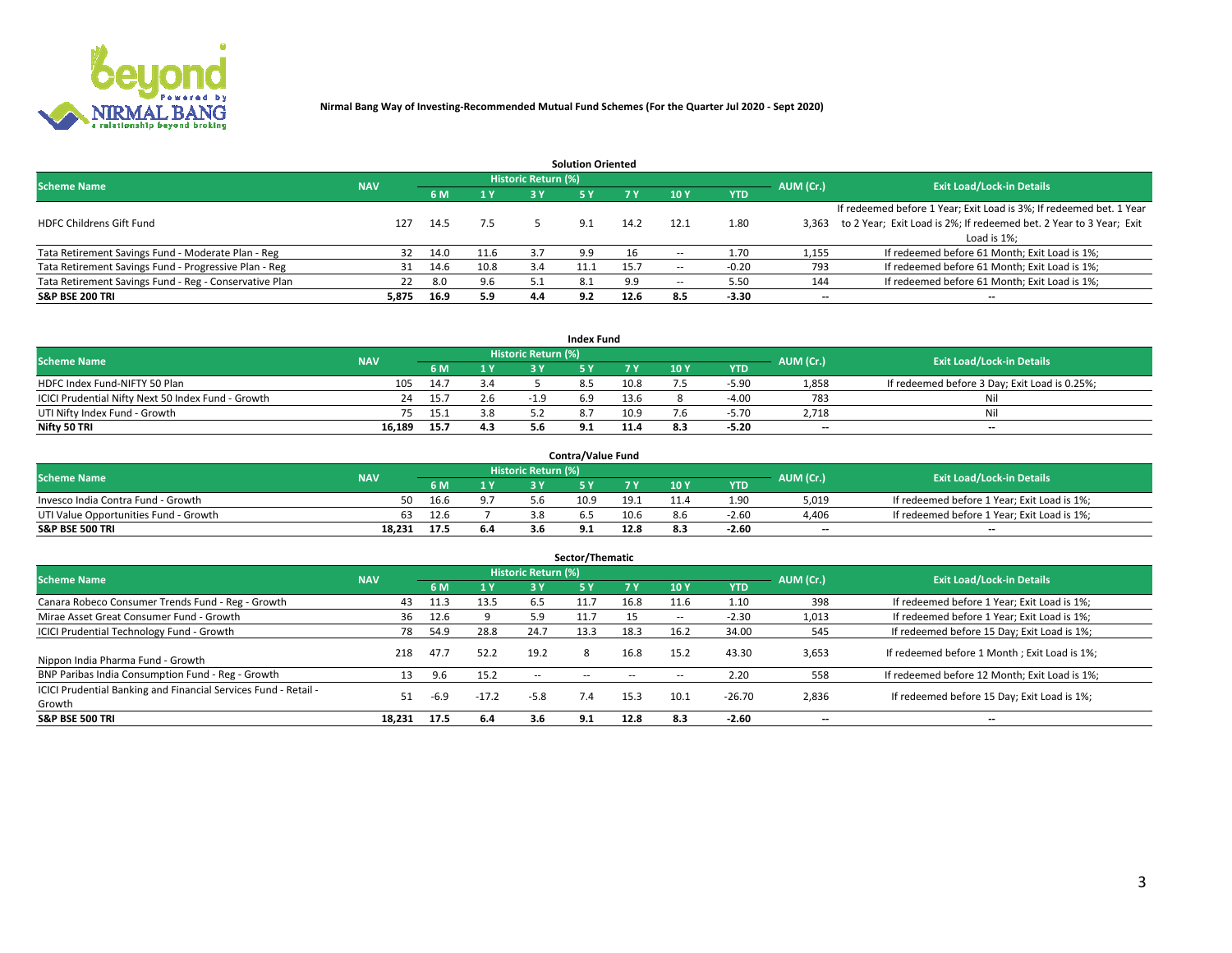**Nirmal Bang Way of Investing-Recommended Mutual Fund Schemes (For the Quarter Jul 2020 - Sept 2020)**

### Solution Oriented

| Scheme Name | NAV | Historic Return (%) | | | | | | | AUM (Cr.) | Exit Load/Lock-in Details |
|---|---|---|---|---|---|---|---|---|---|---|
| | | 6 M | 1 Y | 3 Y | 5 Y | 7 Y | 10 Y | YTD | | |
| HDFC Childrens Gift Fund | 127 | 14.5 | 7.5 | 5 | 9.1 | 14.2 | 12.1 | 1.80 | 3,363 | If redeemed before 1 Year; Exit Load is 3%; If redeemed bet. 1 Year to 2 Year; Exit Load is 2%; If redeemed bet. 2 Year to 3 Year; Exit Load is 1%; |
| Tata Retirement Savings Fund - Moderate Plan - Reg | 32 | 14.0 | 11.6 | 3.7 | 9.9 | 16 | -- | 1.70 | 1,155 | If redeemed before 61 Month; Exit Load is 1%; |
| Tata Retirement Savings Fund - Progressive Plan - Reg | 31 | 14.6 | 10.8 | 3.4 | 11.1 | 15.7 | -- | -0.20 | 793 | If redeemed before 61 Month; Exit Load is 1%; |
| Tata Retirement Savings Fund - Reg - Conservative Plan | 22 | 8.0 | 9.6 | 5.1 | 8.1 | 9.9 | -- | 5.50 | 144 | If redeemed before 61 Month; Exit Load is 1%; |
| **S&P BSE 200 TRI** | **5,875** | **16.9** | **5.9** | **4.4** | **9.2** | **12.6** | **8.5** | **-3.30** | **--** | **--** |

### Index Fund

| Scheme Name | NAV | Historic Return (%) | | | | | | | AUM (Cr.) | Exit Load/Lock-in Details |
|---|---|---|---|---|---|---|---|---|---|---|
| | | 6 M | 1 Y | 3 Y | 5 Y | 7 Y | 10 Y | YTD | | |
| HDFC Index Fund-NIFTY 50 Plan | 105 | 14.7 | 3.4 | 5 | 8.5 | 10.8 | 7.5 | -5.90 | 1,858 | If redeemed before 3 Day; Exit Load is 0.25%; |
| ICICI Prudential Nifty Next 50 Index Fund - Growth | 24 | 15.7 | 2.6 | -1.9 | 6.9 | 13.6 | 8 | -4.00 | 783 | Nil |
| UTI Nifty Index Fund - Growth | 75 | 15.1 | 3.8 | 5.2 | 8.7 | 10.9 | 7.6 | -5.70 | 2,718 | Nil |
| **Nifty 50 TRI** | **16,189** | **15.7** | **4.3** | **5.6** | **9.1** | **11.4** | **8.3** | **-5.20** | **--** | **--** |

### Contra/Value Fund

| Scheme Name | NAV | Historic Return (%) | | | | | | | AUM (Cr.) | Exit Load/Lock-in Details |
|---|---|---|---|---|---|---|---|---|---|---|
| | | 6 M | 1 Y | 3 Y | 5 Y | 7 Y | 10 Y | YTD | | |
| Invesco India Contra Fund - Growth | 50 | 16.6 | 9.7 | 5.6 | 10.9 | 19.1 | 11.4 | 1.90 | 5,019 | If redeemed before 1 Year; Exit Load is 1%; |
| UTI Value Opportunities Fund - Growth | 63 | 12.6 | 7 | 3.8 | 6.5 | 10.6 | 8.6 | -2.60 | 4,406 | If redeemed before 1 Year; Exit Load is 1%; |
| **S&P BSE 500 TRI** | **18,231** | **17.5** | **6.4** | **3.6** | **9.1** | **12.8** | **8.3** | **-2.60** | **--** | **--** |

### Sector/Thematic

| Scheme Name | NAV | Historic Return (%) | | | | | | | AUM (Cr.) | Exit Load/Lock-in Details |
|---|---|---|---|---|---|---|---|---|---|---|
| | | 6 M | 1 Y | 3 Y | 5 Y | 7 Y | 10 Y | YTD | | |
| Canara Robeco Consumer Trends Fund - Reg - Growth | 43 | 11.3 | 13.5 | 6.5 | 11.7 | 16.8 | 11.6 | 1.10 | 398 | If redeemed before 1 Year; Exit Load is 1%; |
| Mirae Asset Great Consumer Fund - Growth | 36 | 12.6 | 9 | 5.9 | 11.7 | 15 | -- | -2.30 | 1,013 | If redeemed before 1 Year; Exit Load is 1%; |
| ICICI Prudential Technology Fund - Growth | 78 | 54.9 | 28.8 | 24.7 | 13.3 | 18.3 | 16.2 | 34.00 | 545 | If redeemed before 15 Day; Exit Load is 1%; |
| Nippon India Pharma Fund - Growth | 218 | 47.7 | 52.2 | 19.2 | 8 | 16.8 | 15.2 | 43.30 | 3,653 | If redeemed before 1 Month ; Exit Load is 1%; |
| BNP Paribas India Consumption Fund - Reg - Growth | 13 | 9.6 | 15.2 | -- | -- | -- | -- | 2.20 | 558 | If redeemed before 12 Month; Exit Load is 1%; |
| ICICI Prudential Banking and Financial Services Fund - Retail - Growth | 51 | -6.9 | -17.2 | -5.8 | 7.4 | 15.3 | 10.1 | -26.70 | 2,836 | If redeemed before 15 Day; Exit Load is 1%; |
| **S&P BSE 500 TRI** | **18,231** | **17.5** | **6.4** | **3.6** | **9.1** | **12.8** | **8.3** | **-2.60** | **--** | **--** |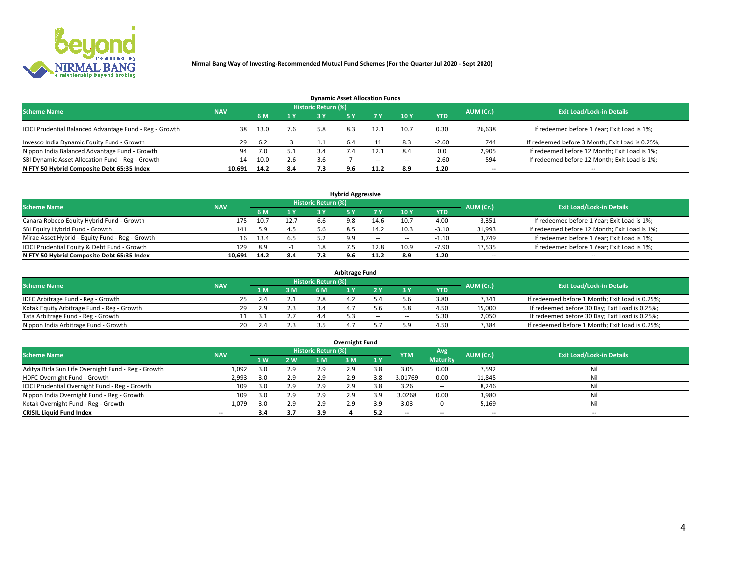Nirmal Bang Way of Investing-Recommended Mutual Fund Schemes (For the Quarter Jul 2020 - Sept 2020)

## Dynamic Asset Allocation Funds

| Scheme Name | NAV | Historic Return (%) | | | | | | | AUM (Cr.) | Exit Load/Lock-in Details |
|---|---|---|---|---|---|---|---|---|---|---|
| | | 6 M | 1 Y | 3 Y | 5 Y | 7 Y | 10 Y | YTD | | |
| ICICI Prudential Balanced Advantage Fund - Reg - Growth | 38 | 13.0 | 7.6 | 5.8 | 8.3 | 12.1 | 10.7 | 0.30 | 26,638 | If redeemed before 1 Year; Exit Load is 1%; |
| Invesco India Dynamic Equity Fund - Growth | 29 | 6.2 | 3 | 1.1 | 6.4 | 11 | 8.3 | -2.60 | 744 | If redeemed before 3 Month; Exit Load is 0.25%; |
| Nippon India Balanced Advantage Fund - Growth | 94 | 7.0 | 5.1 | 3.4 | 7.4 | 12.1 | 8.4 | 0.0 | 2,905 | If redeemed before 12 Month; Exit Load is 1%; |
| SBI Dynamic Asset Allocation Fund - Reg - Growth | 14 | 10.0 | 2.6 | 3.6 | 7 | -- | -- | -2.60 | 594 | If redeemed before 12 Month; Exit Load is 1%; |
| **NIFTY 50 Hybrid Composite Debt 65:35 Index** | **10,691** | **14.2** | **8.4** | **7.3** | **9.6** | **11.2** | **8.9** | **1.20** | **--** | **--** |

## Hybrid Aggressive

| Scheme Name | NAV | Historic Return (%) | | | | | | | AUM (Cr.) | Exit Load/Lock-in Details |
|---|---|---|---|---|---|---|---|---|---|---|
| | | 6 M | 1 Y | 3 Y | 5 Y | 7 Y | 10 Y | YTD | | |
| Canara Robeco Equity Hybrid Fund - Growth | 175 | 10.7 | 12.7 | 6.6 | 9.8 | 14.6 | 10.7 | 4.00 | 3,351 | If redeemed before 1 Year; Exit Load is 1%; |
| SBI Equity Hybrid Fund - Growth | 141 | 5.9 | 4.5 | 5.6 | 8.5 | 14.2 | 10.3 | -3.10 | 31,993 | If redeemed before 12 Month; Exit Load is 1%; |
| Mirae Asset Hybrid - Equity Fund - Reg - Growth | 16 | 13.4 | 6.5 | 5.2 | 9.9 | -- | -- | -1.10 | 3,749 | If redeemed before 1 Year; Exit Load is 1%; |
| ICICI Prudential Equity & Debt Fund - Growth | 129 | 8.9 | -1 | 1.8 | 7.5 | 12.8 | 10.9 | -7.90 | 17,535 | If redeemed before 1 Year; Exit Load is 1%; |
| **NIFTY 50 Hybrid Composite Debt 65:35 Index** | **10,691** | **14.2** | **8.4** | **7.3** | **9.6** | **11.2** | **8.9** | **1.20** | **--** | **--** |

## Arbitrage Fund

| Scheme Name | NAV | Historic Return (%) | | | | | | | AUM (Cr.) | Exit Load/Lock-in Details |
|---|---|---|---|---|---|---|---|---|---|---|
| | | 1 M | 3 M | 6 M | 1 Y | 2 Y | 3 Y | YTD | | |
| IDFC Arbitrage Fund - Reg - Growth | 25 | 2.4 | 2.1 | 2.8 | 4.2 | 5.4 | 5.6 | 3.80 | 7,341 | If redeemed before 1 Month; Exit Load is 0.25%; |
| Kotak Equity Arbitrage Fund - Reg - Growth | 29 | 2.9 | 2.3 | 3.4 | 4.7 | 5.6 | 5.8 | 4.50 | 15,000 | If redeemed before 30 Day; Exit Load is 0.25%; |
| Tata Arbitrage Fund - Reg - Growth | 11 | 3.1 | 2.7 | 4.4 | 5.3 | -- | -- | 5.30 | 2,050 | If redeemed before 30 Day; Exit Load is 0.25%; |
| Nippon India Arbitrage Fund - Growth | 20 | 2.4 | 2.3 | 3.5 | 4.7 | 5.7 | 5.9 | 4.50 | 7,384 | If redeemed before 1 Month; Exit Load is 0.25%; |

## Overnight Fund

| Scheme Name | NAV | Historic Return (%) | | | | | YTM | Avg Maturity | AUM (Cr.) | Exit Load/Lock-in Details |
|---|---|---|---|---|---|---|---|---|---|---|
| | | 1 W | 2 W | 1 M | 3 M | 1 Y | | | | |
| Aditya Birla Sun Life Overnight Fund - Reg - Growth | 1,092 | 3.0 | 2.9 | 2.9 | 2.9 | 3.8 | 3.05 | 0.00 | 7,592 | Nil |
| HDFC Overnight Fund - Growth | 2,993 | 3.0 | 2.9 | 2.9 | 2.9 | 3.8 | 3.01769 | 0.00 | 11,845 | Nil |
| ICICI Prudential Overnight Fund - Reg - Growth | 109 | 3.0 | 2.9 | 2.9 | 2.9 | 3.8 | 3.26 | -- | 8,246 | Nil |
| Nippon India Overnight Fund - Reg - Growth | 109 | 3.0 | 2.9 | 2.9 | 2.9 | 3.9 | 3.0268 | 0.00 | 3,980 | Nil |
| Kotak Overnight Fund - Reg - Growth | 1,079 | 3.0 | 2.9 | 2.9 | 2.9 | 3.9 | 3.03 | 0 | 5,169 | Nil |
| **CRISIL Liquid Fund Index** | **--** | **3.4** | **3.7** | **3.9** | **4** | **5.2** | **--** | **--** | **--** | **--** |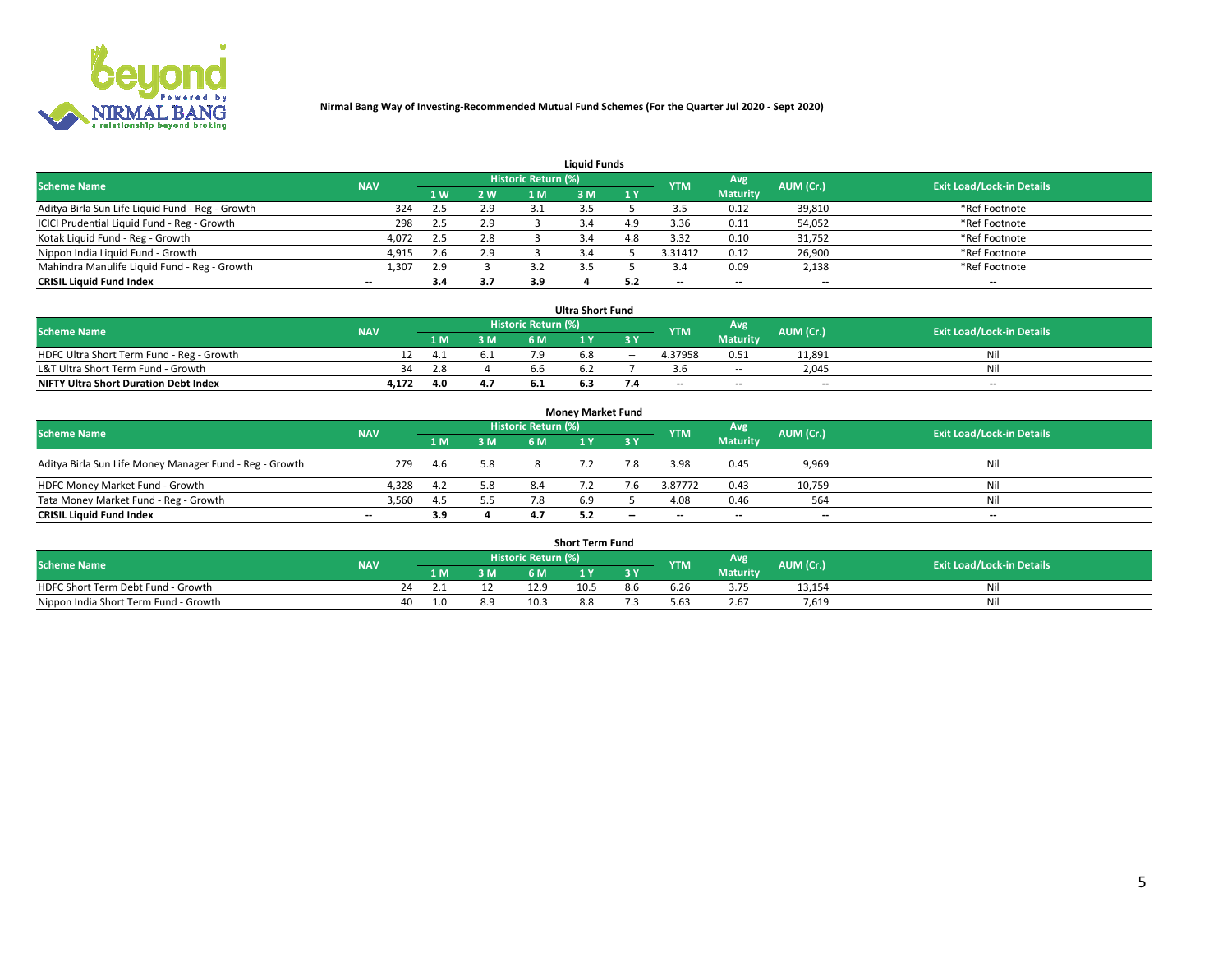**Nirmal Bang Way of Investing-Recommended Mutual Fund Schemes (For the Quarter Jul 2020 - Sept 2020)**

### Liquid Funds

| Scheme Name | NAV | Historic Return (%) | | | | | YTM | Avg Maturity | AUM (Cr.) | Exit Load/Lock-in Details |
|---|---|---|---|---|---|---|---|---|---|---|
| | | 1 W | 2 W | 1 M | 3 M | 1 Y | | | | |
| Aditya Birla Sun Life Liquid Fund - Reg - Growth | 324 | 2.5 | 2.9 | 3.1 | 3.5 | 5 | 3.5 | 0.12 | 39,810 | *Ref Footnote |
| ICICI Prudential Liquid Fund - Reg - Growth | 298 | 2.5 | 2.9 | 3 | 3.4 | 4.9 | 3.36 | 0.11 | 54,052 | *Ref Footnote |
| Kotak Liquid Fund - Reg - Growth | 4,072 | 2.5 | 2.8 | 3 | 3.4 | 4.8 | 3.32 | 0.10 | 31,752 | *Ref Footnote |
| Nippon India Liquid Fund - Growth | 4,915 | 2.6 | 2.9 | 3 | 3.4 | 5 | 3.31412 | 0.12 | 26,900 | *Ref Footnote |
| Mahindra Manulife Liquid Fund - Reg - Growth | 1,307 | 2.9 | 3 | 3.2 | 3.5 | 5 | 3.4 | 0.09 | 2,138 | *Ref Footnote |
| **CRISIL Liquid Fund Index** | -- | **3.4** | **3.7** | **3.9** | **4** | **5.2** | -- | -- | -- | -- |

### Ultra Short Fund

| Scheme Name | NAV | Historic Return (%) | | | | | YTM | Avg Maturity | AUM (Cr.) | Exit Load/Lock-in Details |
|---|---|---|---|---|---|---|---|---|---|---|
| | | 1 M | 3 M | 6 M | 1 Y | 3 Y | | | | |
| HDFC Ultra Short Term Fund - Reg - Growth | 12 | 4.1 | 6.1 | 7.9 | 6.8 | -- | 4.37958 | 0.51 | 11,891 | Nil |
| L&T Ultra Short Term Fund - Growth | 34 | 2.8 | 4 | 6.6 | 6.2 | 7 | 3.6 | -- | 2,045 | Nil |
| **NIFTY Ultra Short Duration Debt Index** | **4,172** | **4.0** | **4.7** | **6.1** | **6.3** | **7.4** | -- | -- | -- | -- |

### Money Market Fund

| Scheme Name | NAV | Historic Return (%) | | | | | YTM | Avg Maturity | AUM (Cr.) | Exit Load/Lock-in Details |
|---|---|---|---|---|---|---|---|---|---|---|
| | | 1 M | 3 M | 6 M | 1 Y | 3 Y | | | | |
| Aditya Birla Sun Life Money Manager Fund - Reg - Growth | 279 | 4.6 | 5.8 | 8 | 7.2 | 7.8 | 3.98 | 0.45 | 9,969 | Nil |
| HDFC Money Market Fund - Growth | 4,328 | 4.2 | 5.8 | 8.4 | 7.2 | 7.6 | 3.87772 | 0.43 | 10,759 | Nil |
| Tata Money Market Fund - Reg - Growth | 3,560 | 4.5 | 5.5 | 7.8 | 6.9 | 5 | 4.08 | 0.46 | 564 | Nil |
| **CRISIL Liquid Fund Index** | -- | **3.9** | **4** | **4.7** | **5.2** | -- | -- | -- | -- | -- |

### Short Term Fund

| Scheme Name | NAV | Historic Return (%) | | | | | YTM | Avg Maturity | AUM (Cr.) | Exit Load/Lock-in Details |
|---|---|---|---|---|---|---|---|---|---|---|
| | | 1 M | 3 M | 6 M | 1 Y | 3 Y | | | | |
| HDFC Short Term Debt Fund - Growth | 24 | 2.1 | 12 | 12.9 | 10.5 | 8.6 | 6.26 | 3.75 | 13,154 | Nil |
| Nippon India Short Term Fund - Growth | 40 | 1.0 | 8.9 | 10.3 | 8.8 | 7.3 | 5.63 | 2.67 | 7,619 | Nil |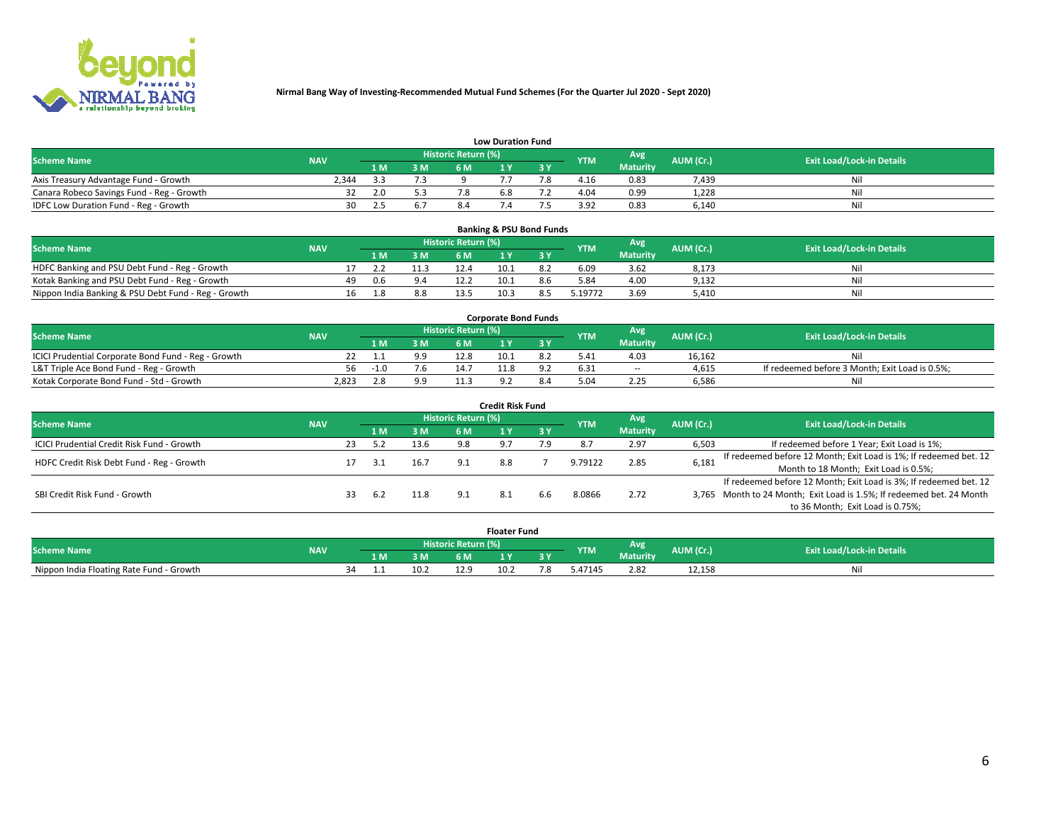Nirmal Bang Way of Investing-Recommended Mutual Fund Schemes (For the Quarter Jul 2020 - Sept 2020)

### Low Duration Fund

| Scheme Name | NAV | Historic Return (%) | | | | | YTM | Avg Maturity | AUM (Cr.) | Exit Load/Lock-in Details |
|---|---|---|---|---|---|---|---|---|---|---|
| | | 1 M | 3 M | 6 M | 1 Y | 3 Y | | | | |
| Axis Treasury Advantage Fund - Growth | 2,344 | 3.3 | 7.3 | 9 | 7.7 | 7.8 | 4.16 | 0.83 | 7,439 | Nil |
| Canara Robeco Savings Fund - Reg - Growth | 32 | 2.0 | 5.3 | 7.8 | 6.8 | 7.2 | 4.04 | 0.99 | 1,228 | Nil |
| IDFC Low Duration Fund - Reg - Growth | 30 | 2.5 | 6.7 | 8.4 | 7.4 | 7.5 | 3.92 | 0.83 | 6,140 | Nil |

### Banking & PSU Bond Funds

| Scheme Name | NAV | Historic Return (%) | | | | | YTM | Avg Maturity | AUM (Cr.) | Exit Load/Lock-in Details |
|---|---|---|---|---|---|---|---|---|---|---|
| | | 1 M | 3 M | 6 M | 1 Y | 3 Y | | | | |
| HDFC Banking and PSU Debt Fund - Reg - Growth | 17 | 2.2 | 11.3 | 12.4 | 10.1 | 8.2 | 6.09 | 3.62 | 8,173 | Nil |
| Kotak Banking and PSU Debt Fund - Reg - Growth | 49 | 0.6 | 9.4 | 12.2 | 10.1 | 8.6 | 5.84 | 4.00 | 9,132 | Nil |
| Nippon India Banking & PSU Debt Fund - Reg - Growth | 16 | 1.8 | 8.8 | 13.5 | 10.3 | 8.5 | 5.19772 | 3.69 | 5,410 | Nil |

### Corporate Bond Funds

| Scheme Name | NAV | Historic Return (%) | | | | | YTM | Avg Maturity | AUM (Cr.) | Exit Load/Lock-in Details |
|---|---|---|---|---|---|---|---|---|---|---|
| | | 1 M | 3 M | 6 M | 1 Y | 3 Y | | | | |
| ICICI Prudential Corporate Bond Fund - Reg - Growth | 22 | 1.1 | 9.9 | 12.8 | 10.1 | 8.2 | 5.41 | 4.03 | 16,162 | Nil |
| L&T Triple Ace Bond Fund - Reg - Growth | 56 | -1.0 | 7.6 | 14.7 | 11.8 | 9.2 | 6.31 | -- | 4,615 | If redeemed before 3 Month; Exit Load is 0.5%; |
| Kotak Corporate Bond Fund - Std - Growth | 2,823 | 2.8 | 9.9 | 11.3 | 9.2 | 8.4 | 5.04 | 2.25 | 6,586 | Nil |

### Credit Risk Fund

| Scheme Name | NAV | Historic Return (%) | | | | | YTM | Avg Maturity | AUM (Cr.) | Exit Load/Lock-in Details |
|---|---|---|---|---|---|---|---|---|---|---|
| | | 1 M | 3 M | 6 M | 1 Y | 3 Y | | | | |
| ICICI Prudential Credit Risk Fund - Growth | 23 | 5.2 | 13.6 | 9.8 | 9.7 | 7.9 | 8.7 | 2.97 | 6,503 | If redeemed before 1 Year; Exit Load is 1%; |
| HDFC Credit Risk Debt Fund - Reg - Growth | 17 | 3.1 | 16.7 | 9.1 | 8.8 | 7 | 9.79122 | 2.85 | 6,181 | If redeemed before 12 Month; Exit Load is 1%; If redeemed bet. 12 Month to 18 Month; Exit Load is 0.5%; |
| SBI Credit Risk Fund - Growth | 33 | 6.2 | 11.8 | 9.1 | 8.1 | 6.6 | 8.0866 | 2.72 | 3,765 | If redeemed before 12 Month; Exit Load is 3%; If redeemed bet. 12 Month to 24 Month; Exit Load is 1.5%; If redeemed bet. 24 Month to 36 Month; Exit Load is 0.75%; |

### Floater Fund

| Scheme Name | NAV | Historic Return (%) | | | | | YTM | Avg Maturity | AUM (Cr.) | Exit Load/Lock-in Details |
|---|---|---|---|---|---|---|---|---|---|---|
| | | 1 M | 3 M | 6 M | 1 Y | 3 Y | | | | |
| Nippon India Floating Rate Fund - Growth | 34 | 1.1 | 10.2 | 12.9 | 10.2 | 7.8 | 5.47145 | 2.82 | 12,158 | Nil |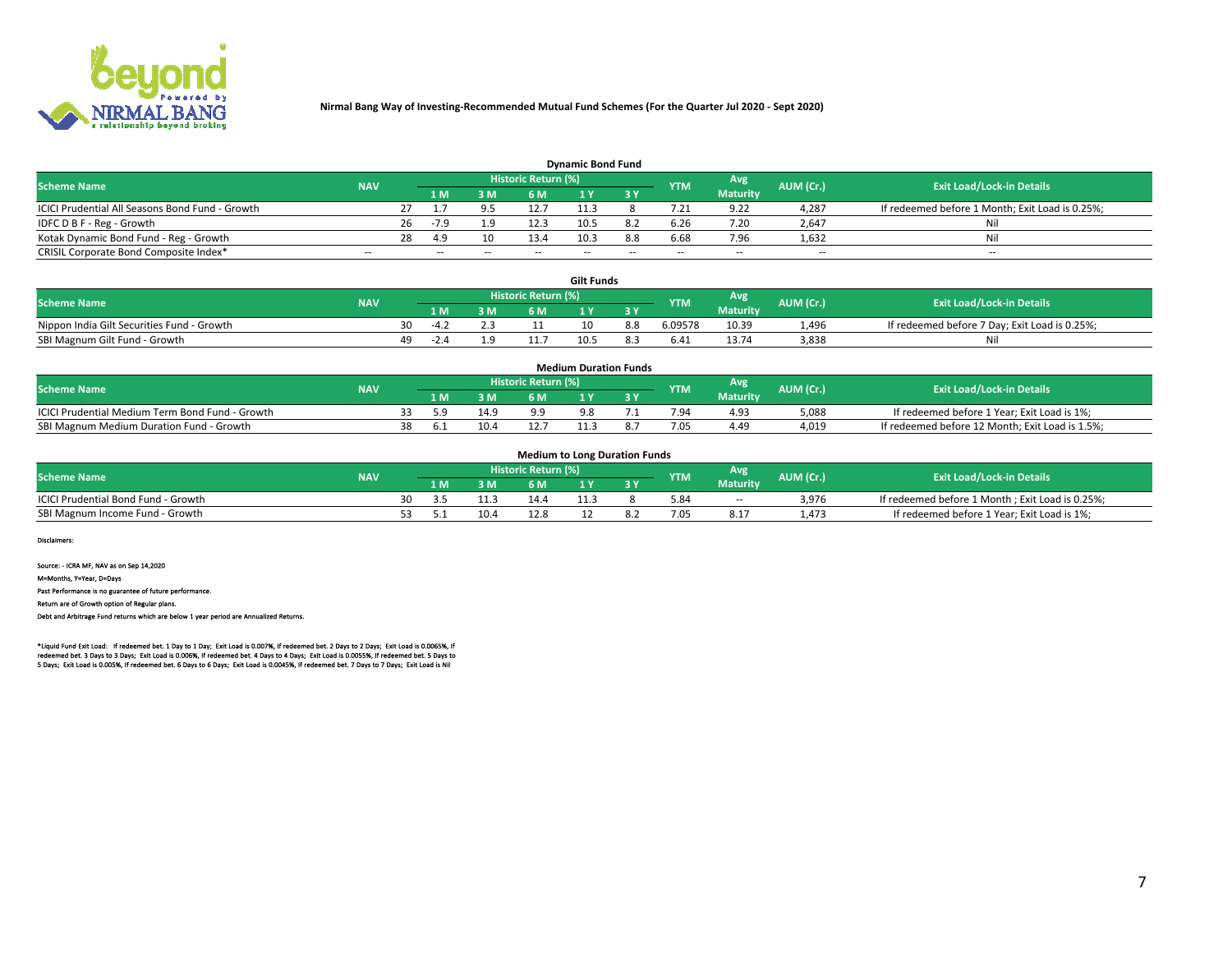**Nirmal Bang Way of Investing-Recommended Mutual Fund Schemes (For the Quarter Jul 2020 - Sept 2020)**

### Dynamic Bond Fund

| Scheme Name | NAV | Historic Return (%) | | | | | YTM | Avg Maturity | AUM (Cr.) | Exit Load/Lock-in Details |
|---|---|---|---|---|---|---|---|---|---|---|
| | | 1 M | 3 M | 6 M | 1 Y | 3 Y | | | | |
| ICICI Prudential All Seasons Bond Fund - Growth | 27 | 1.7 | 9.5 | 12.7 | 11.3 | 8 | 7.21 | 9.22 | 4,287 | If redeemed before 1 Month; Exit Load is 0.25%; |
| IDFC D B F - Reg - Growth | 26 | -7.9 | 1.9 | 12.3 | 10.5 | 8.2 | 6.26 | 7.20 | 2,647 | Nil |
| Kotak Dynamic Bond Fund - Reg - Growth | 28 | 4.9 | 10 | 13.4 | 10.3 | 8.8 | 6.68 | 7.96 | 1,632 | Nil |
| CRISIL Corporate Bond Composite Index* | -- | -- | -- | -- | -- | -- | -- | -- | -- | -- |

### Gilt Funds

| Scheme Name | NAV | Historic Return (%) | | | | | YTM | Avg Maturity | AUM (Cr.) | Exit Load/Lock-in Details |
|---|---|---|---|---|---|---|---|---|---|---|
| | | 1 M | 3 M | 6 M | 1 Y | 3 Y | | | | |
| Nippon India Gilt Securities Fund - Growth | 30 | -4.2 | 2.3 | 11 | 10 | 8.8 | 6.09578 | 10.39 | 1,496 | If redeemed before 7 Day; Exit Load is 0.25%; |
| SBI Magnum Gilt Fund - Growth | 49 | -2.4 | 1.9 | 11.7 | 10.5 | 8.3 | 6.41 | 13.74 | 3,838 | Nil |

### Medium Duration Funds

| Scheme Name | NAV | Historic Return (%) | | | | | YTM | Avg Maturity | AUM (Cr.) | Exit Load/Lock-in Details |
|---|---|---|---|---|---|---|---|---|---|---|
| | | 1 M | 3 M | 6 M | 1 Y | 3 Y | | | | |
| ICICI Prudential Medium Term Bond Fund - Growth | 33 | 5.9 | 14.9 | 9.9 | 9.8 | 7.1 | 7.94 | 4.93 | 5,088 | If redeemed before 1 Year; Exit Load is 1%; |
| SBI Magnum Medium Duration Fund - Growth | 38 | 6.1 | 10.4 | 12.7 | 11.3 | 8.7 | 7.05 | 4.49 | 4,019 | If redeemed before 12 Month; Exit Load is 1.5%; |

### Medium to Long Duration Funds

| Scheme Name | NAV | Historic Return (%) | | | | | YTM | Avg Maturity | AUM (Cr.) | Exit Load/Lock-in Details |
|---|---|---|---|---|---|---|---|---|---|---|
| | | 1 M | 3 M | 6 M | 1 Y | 3 Y | | | | |
| ICICI Prudential Bond Fund - Growth | 30 | 3.5 | 11.3 | 14.4 | 11.3 | 8 | 5.84 | -- | 3,976 | If redeemed before 1 Month ; Exit Load is 0.25%; |
| SBI Magnum Income Fund - Growth | 53 | 5.1 | 10.4 | 12.8 | 12 | 8.2 | 7.05 | 8.17 | 1,473 | If redeemed before 1 Year; Exit Load is 1%; |

Disclaimers:

Source: - ICRA MF, NAV as on Sep 14,2020

M=Months, Y=Year, D=Days

Past Performance is no guarantee of future performance.

Return are of Growth option of Regular plans.

Debt and Arbitrage Fund returns which are below 1 year period are Annualized Returns.

*Liquid Fund Exit Load: If redeemed bet. 1 Day to 1 Day; Exit Load is 0.007%, If redeemed bet. 2 Days to 2 Days; Exit Load is 0.0065%, If redeemed bet. 3 Days to 3 Days; Exit Load is 0.006%, If redeemed bet. 4 Days to 4 Days; Exit Load is 0.0055%, If redeemed bet. 5 Days to 5 Days; Exit Load is 0.005%, If redeemed bet. 6 Days to 6 Days; Exit Load is 0.0045%, If redeemed bet. 7 Days to 7 Days; Exit Load is Nil